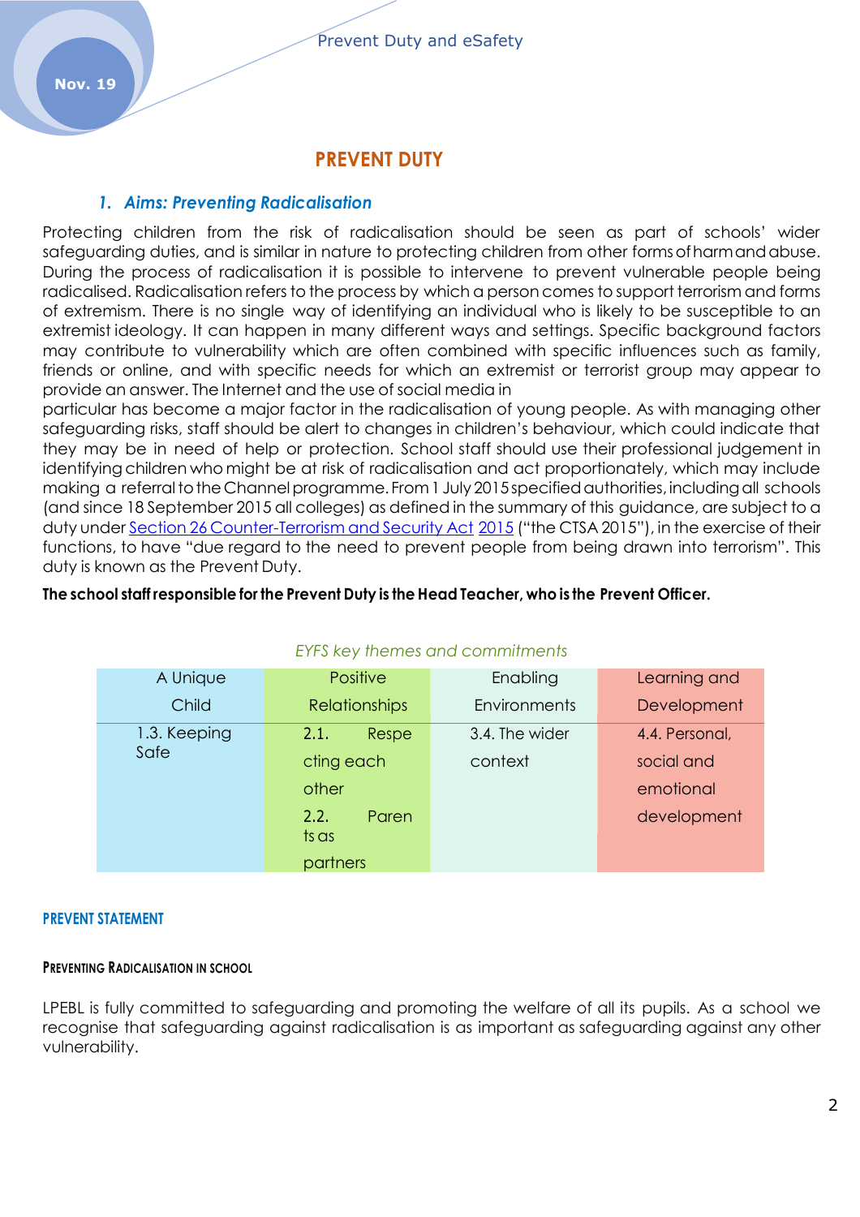# PREVENT DUTY

## *1. Aims: Preventing Radicalisation*

Protecting children from the risk of radicalisation should be seen as part of schools' wider safeguarding duties, and is similar in nature to protecting children from other forms of harm and abuse. During the process of radicalisation it is possible to intervene to prevent vulnerable people being radicalised. Radicalisation refers to the process by which a person comes to support terrorism and forms of extremism. There is no single way of identifying an individual who is likely to be susceptible to an extremist ideology. It can happen in many different ways and settings. Specific background factors may contribute to vulnerability which are often combined with specific influences such as family, friends or online, and with specific needs for which an extremist or terrorist group may appear to provide an answer. The Internet and the use of social media in particular has become a major factor in the radicalisation of young people. As with managing other safeguarding risks, staff should be alert to changes in children's behaviour, which could indicate that they may be in need of help or protection. School staff should use their professional judgement in identifying children who might be at risk of radicalisation and act proportionately, which may include making a referral to the Channel programme. From 1 July 2015 specified authorities, including all schools (and since 18 September 2015 all colleges) as defined in the summary of this guidance, are subject to a duty under Section 26 Counter-Terrorism and Security Act 2015 ("the CTSA 2015"), in the exercise of their functions, to have "due regard to the need to prevent people from being drawn into terrorism". This duty is known as the Prevent Duty.

**The school staff responsible for the Prevent Duty is the Head Teacher, who is the Prevent Officer.**

*EYFS key themes and commitments*

| A Unique Child | Positive Relationships | Enabling Environments | Learning and Development |
|---|---|---|---|
| 1.3. Keeping Safe | 2.1. Respecting each other<br>2.2. Parents as partners | 3.4. The wider context | 4.4. Personal, social and emotional development |

### PREVENT STATEMENT

#### PREVENTING RADICALISATION IN SCHOOL

LPEBL is fully committed to safeguarding and promoting the welfare of all its pupils. As a school we recognise that safeguarding against radicalisation is as important as safeguarding against any other vulnerability.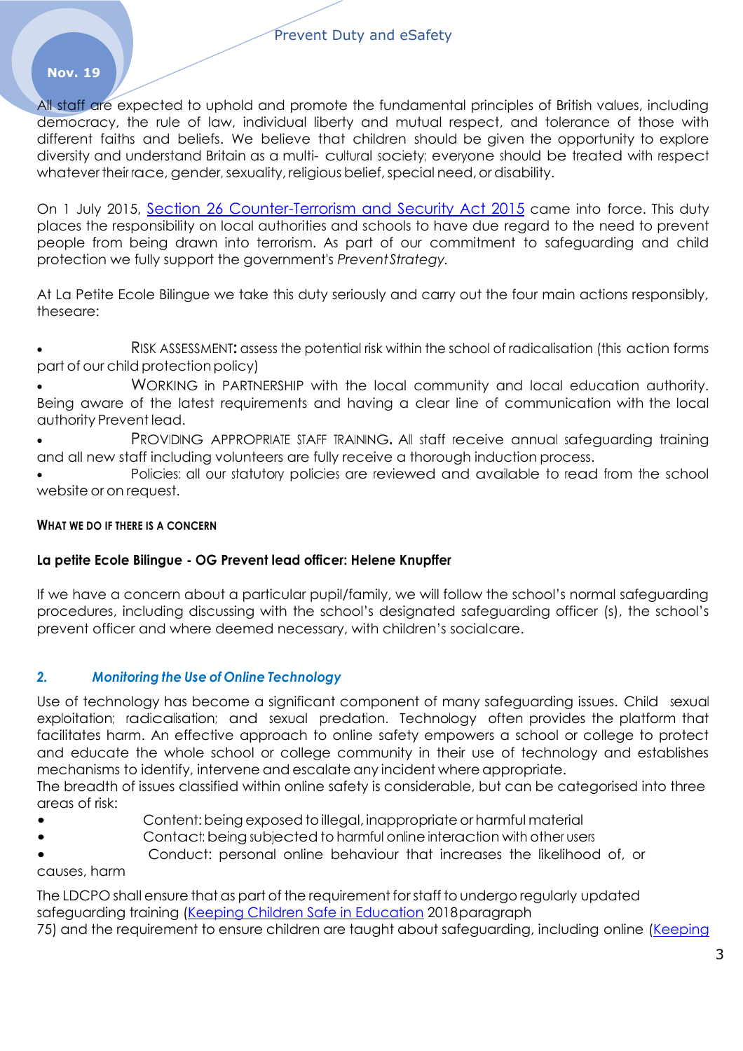All staff are expected to uphold and promote the fundamental principles of British values, including democracy, the rule of law, individual liberty and mutual respect, and tolerance of those with different faiths and beliefs. We believe that children should be given the opportunity to explore diversity and understand Britain as a multi- cultural society; everyone should be treated with respect whatever their race, gender, sexuality, religious belief, special need, or disability.

On 1 July 2015, [Section 26 Counter-Terrorism and Security Act 2015] came into force. This duty places the responsibility on local authorities and schools to have due regard to the need to prevent people from being drawn into terrorism. As part of our commitment to safeguarding and child protection we fully support the government's *Prevent Strategy.*

At La Petite Ecole Bilingue we take this duty seriously and carry out the four main actions responsibly, theseare:

- RISK ASSESSMENT**:** assess the potential risk within the school of radicalisation (this action forms part of our child protection policy)
- WORKING in PARTNERSHIP with the local community and local education authority. Being aware of the latest requirements and having a clear line of communication with the local authority Prevent lead.
- PROVIDING APPROPRIATE STAFF TRAINING**.** All staff receive annual safeguarding training and all new staff including volunteers are fully receive a thorough induction process.
- Policies: all our statutory policies are reviewed and available to read from the school website or on request.

**WHAT WE DO IF THERE IS A CONCERN**

**La petite Ecole Bilingue - OG Prevent lead officer: Helene Knupffer**

If we have a concern about a particular pupil/family, we will follow the school's normal safeguarding procedures, including discussing with the school's designated safeguarding officer (s), the school's prevent officer and where deemed necessary, with children's socialcare.

## 2. *Monitoring the Use of Online Technology*

Use of technology has become a significant component of many safeguarding issues. Child sexual exploitation; radicalisation; and sexual predation. Technology often provides the platform that facilitates harm. An effective approach to online safety empowers a school or college to protect and educate the whole school or college community in their use of technology and establishes mechanisms to identify, intervene and escalate any incident where appropriate.
The breadth of issues classified within online safety is considerable, but can be categorised into three areas of risk:

- Content: being exposed to illegal, inappropriate or harmful material
- Contact: being subjected to harmful online interaction with other users
- Conduct: personal online behaviour that increases the likelihood of, or causes, harm

The LDCPO shall ensure that as part of the requirement for staff to undergo regularly updated safeguarding training ([Keeping Children Safe in Education] 2018paragraph 75) and the requirement to ensure children are taught about safeguarding, including online ([Keeping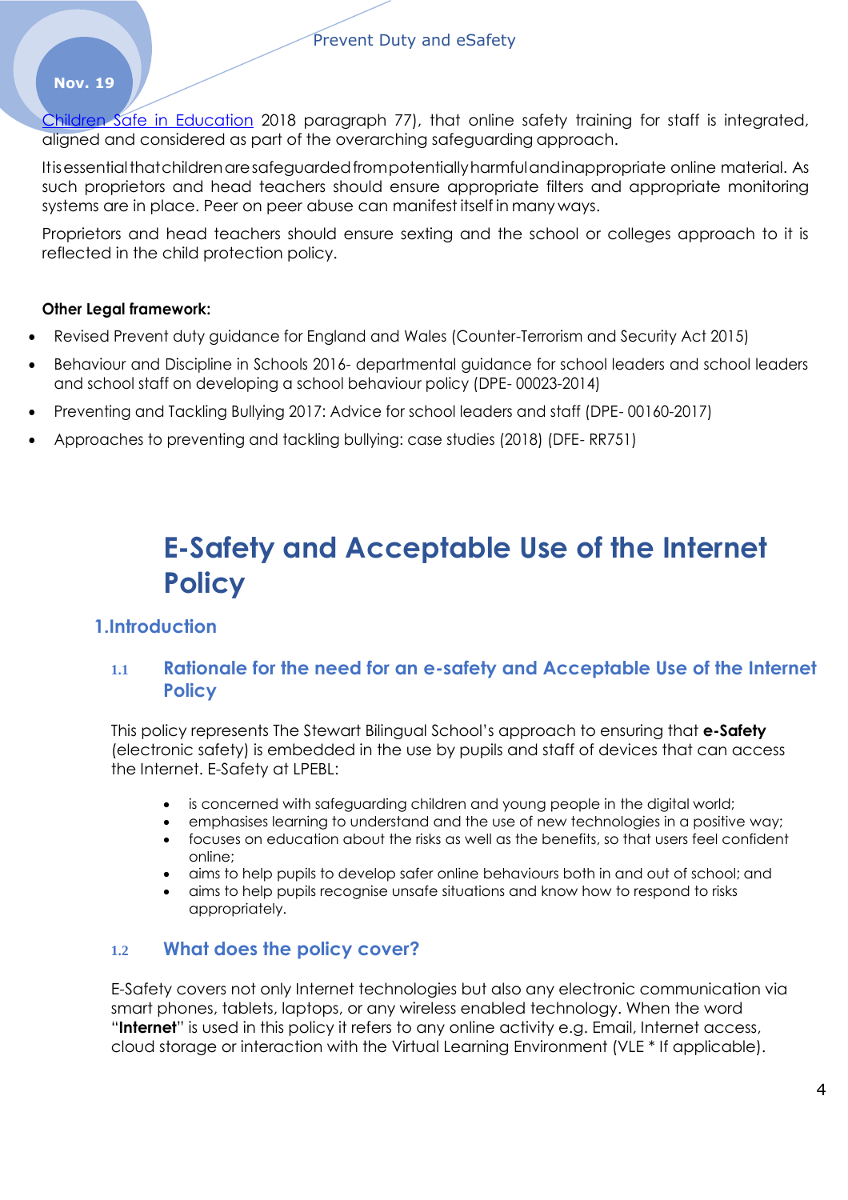[Children Safe in Education](#) 2018 paragraph 77), that online safety training for staff is integrated, aligned and considered as part of the overarching safeguarding approach.

It is essential that children are safeguarded from potentially harmful and inappropriate online material. As such proprietors and head teachers should ensure appropriate filters and appropriate monitoring systems are in place. Peer on peer abuse can manifest itself in many ways.

Proprietors and head teachers should ensure sexting and the school or colleges approach to it is reflected in the child protection policy.

**Other Legal framework:**

- Revised Prevent duty guidance for England and Wales (Counter-Terrorism and Security Act 2015)
- Behaviour and Discipline in Schools 2016- departmental guidance for school leaders and school leaders and school staff on developing a school behaviour policy (DPE- 00023-2014)
- Preventing and Tackling Bullying 2017: Advice for school leaders and staff (DPE- 00160-2017)
- Approaches to preventing and tackling bullying: case studies (2018) (DFE- RR751)

# E-Safety and Acceptable Use of the Internet Policy

## 1.Introduction

### 1.1 Rationale for the need for an e-safety and Acceptable Use of the Internet Policy

This policy represents The Stewart Bilingual School's approach to ensuring that **e-Safety** (electronic safety) is embedded in the use by pupils and staff of devices that can access the Internet. E-Safety at LPEBL:

- is concerned with safeguarding children and young people in the digital world;
- emphasises learning to understand and the use of new technologies in a positive way;
- focuses on education about the risks as well as the benefits, so that users feel confident online;
- aims to help pupils to develop safer online behaviours both in and out of school; and
- aims to help pupils recognise unsafe situations and know how to respond to risks appropriately.

### 1.2 What does the policy cover?

E-Safety covers not only Internet technologies but also any electronic communication via smart phones, tablets, laptops, or any wireless enabled technology. When the word "**Internet**" is used in this policy it refers to any online activity e.g. Email, Internet access, cloud storage or interaction with the Virtual Learning Environment (VLE * If applicable).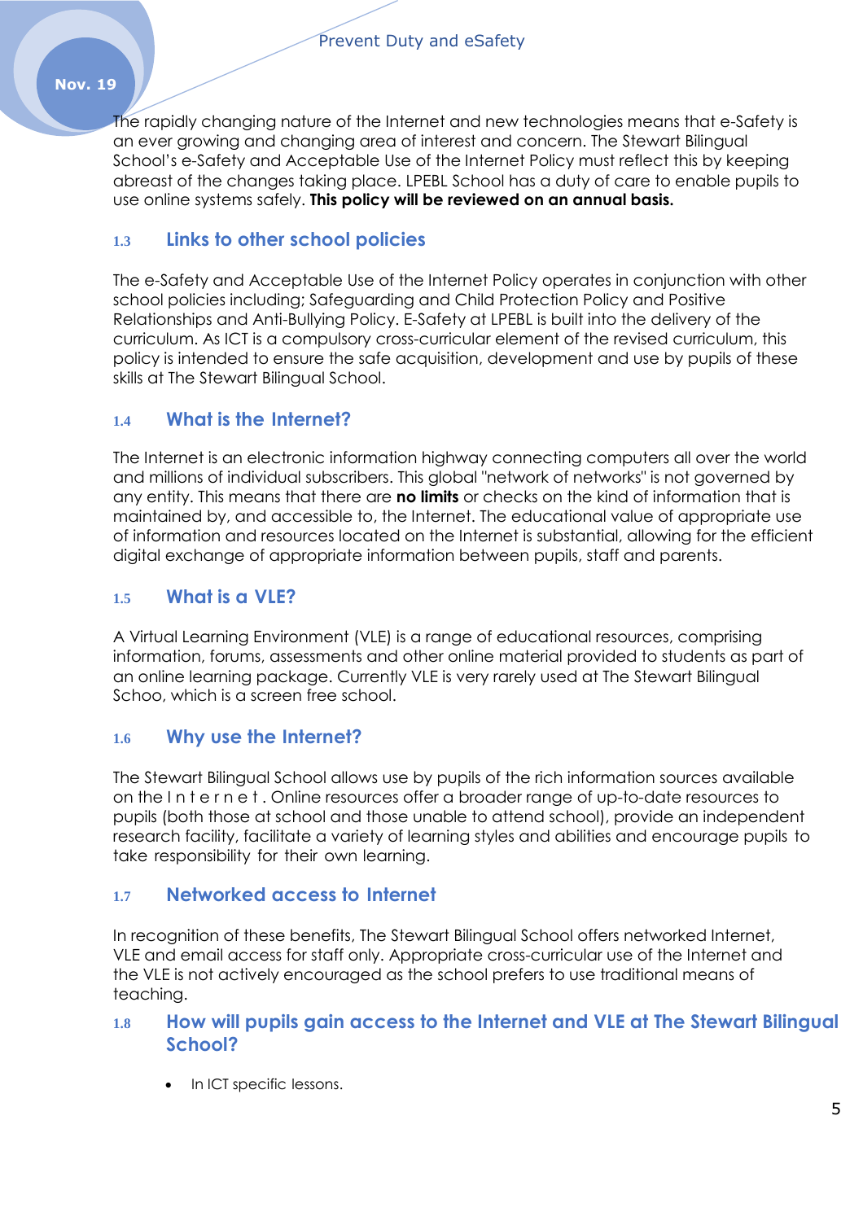The rapidly changing nature of the Internet and new technologies means that e-Safety is an ever growing and changing area of interest and concern. The Stewart Bilingual School's e-Safety and Acceptable Use of the Internet Policy must reflect this by keeping abreast of the changes taking place. LPEBL School has a duty of care to enable pupils to use online systems safely. **This policy will be reviewed on an annual basis.**

### 1.3 Links to other school policies

The e-Safety and Acceptable Use of the Internet Policy operates in conjunction with other school policies including; Safeguarding and Child Protection Policy and Positive Relationships and Anti-Bullying Policy. E-Safety at LPEBL is built into the delivery of the curriculum. As ICT is a compulsory cross-curricular element of the revised curriculum, this policy is intended to ensure the safe acquisition, development and use by pupils of these skills at The Stewart Bilingual School.

### 1.4 What is the Internet?

The Internet is an electronic information highway connecting computers all over the world and millions of individual subscribers. This global "network of networks" is not governed by any entity. This means that there are **no limits** or checks on the kind of information that is maintained by, and accessible to, the Internet. The educational value of appropriate use of information and resources located on the Internet is substantial, allowing for the efficient digital exchange of appropriate information between pupils, staff and parents.

### 1.5 What is a VLE?

A Virtual Learning Environment (VLE) is a range of educational resources, comprising information, forums, assessments and other online material provided to students as part of an online learning package. Currently VLE is very rarely used at The Stewart Bilingual Schoo, which is a screen free school.

### 1.6 Why use the Internet?

The Stewart Bilingual School allows use by pupils of the rich information sources available on the I n t e r n e t . Online resources offer a broader range of up-to-date resources to pupils (both those at school and those unable to attend school), provide an independent research facility, facilitate a variety of learning styles and abilities and encourage pupils to take responsibility for their own learning.

### 1.7 Networked access to Internet

In recognition of these benefits, The Stewart Bilingual School offers networked Internet, VLE and email access for staff only. Appropriate cross-curricular use of the Internet and the VLE is not actively encouraged as the school prefers to use traditional means of teaching.

### 1.8 How will pupils gain access to the Internet and VLE at The Stewart Bilingual School?

- In ICT specific lessons.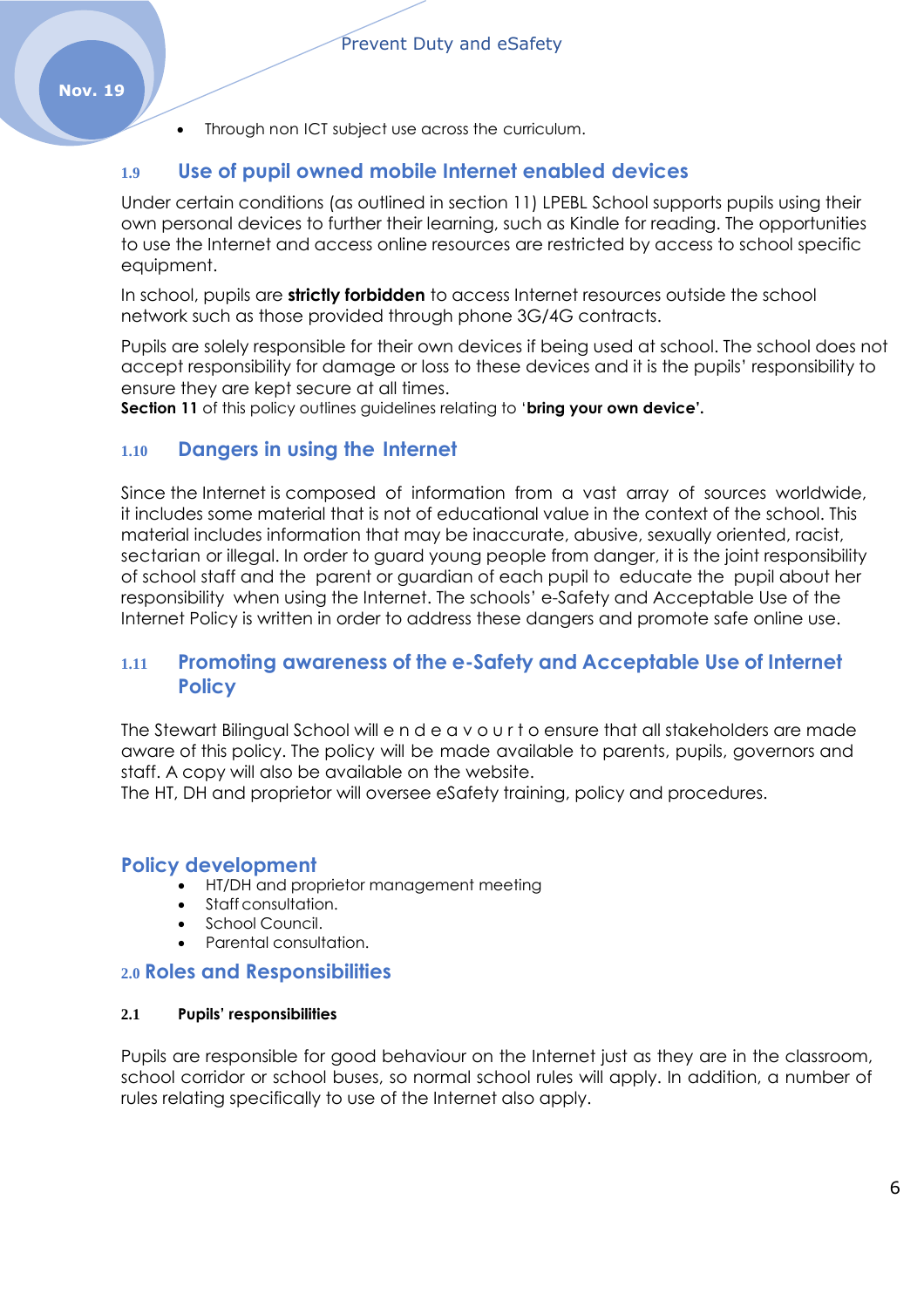- Through non ICT subject use across the curriculum.

### 1.9 Use of pupil owned mobile Internet enabled devices

Under certain conditions (as outlined in section 11) LPEBL School supports pupils using their own personal devices to further their learning, such as Kindle for reading. The opportunities to use the Internet and access online resources are restricted by access to school specific equipment.

In school, pupils are **strictly forbidden** to access Internet resources outside the school network such as those provided through phone 3G/4G contracts.

Pupils are solely responsible for their own devices if being used at school. The school does not accept responsibility for damage or loss to these devices and it is the pupils' responsibility to ensure they are kept secure at all times.
**Section 11** of this policy outlines guidelines relating to '**bring your own device'.**

### 1.10 Dangers in using the Internet

Since the Internet is composed of information from a vast array of sources worldwide, it includes some material that is not of educational value in the context of the school. This material includes information that may be inaccurate, abusive, sexually oriented, racist, sectarian or illegal. In order to guard young people from danger, it is the joint responsibility of school staff and the parent or guardian of each pupil to educate the pupil about her responsibility when using the Internet. The schools' e-Safety and Acceptable Use of the Internet Policy is written in order to address these dangers and promote safe online use.

### 1.11 Promoting awareness of the e-Safety and Acceptable Use of Internet Policy

The Stewart Bilingual School will e n d e a v o u r t o ensure that all stakeholders are made aware of this policy. The policy will be made available to parents, pupils, governors and staff. A copy will also be available on the website.
The HT, DH and proprietor will oversee eSafety training, policy and procedures.

### Policy development

- HT/DH and proprietor management meeting
- Staff consultation.
- School Council.
- Parental consultation.

## 2.0 Roles and Responsibilities

#### 2.1 Pupils' responsibilities

Pupils are responsible for good behaviour on the Internet just as they are in the classroom, school corridor or school buses, so normal school rules will apply. In addition, a number of rules relating specifically to use of the Internet also apply.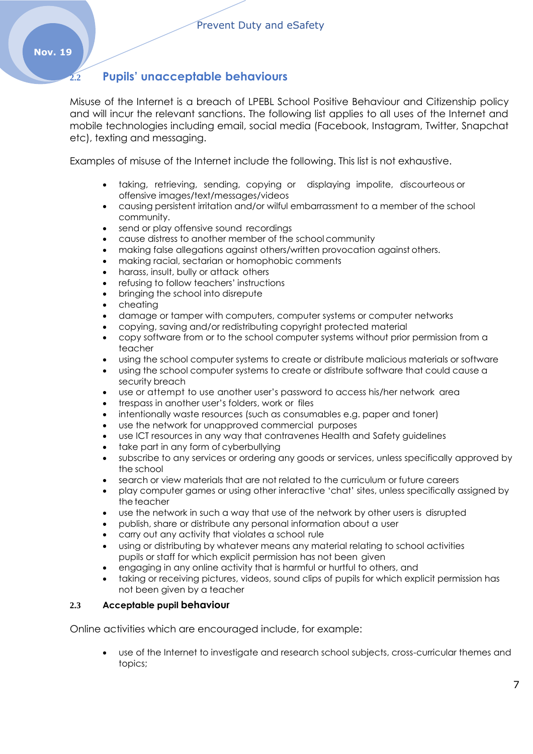## 2.2 Pupils' unacceptable behaviours

Misuse of the Internet is a breach of LPEBL School Positive Behaviour and Citizenship policy and will incur the relevant sanctions. The following list applies to all uses of the Internet and mobile technologies including email, social media (Facebook, Instagram, Twitter, Snapchat etc), texting and messaging.

Examples of misuse of the Internet include the following. This list is not exhaustive.

- taking, retrieving, sending, copying or displaying impolite, discourteous or offensive images/text/messages/videos
- causing persistent irritation and/or wilful embarrassment to a member of the school community.
- send or play offensive sound recordings
- cause distress to another member of the school community
- making false allegations against others/written provocation against others.
- making racial, sectarian or homophobic comments
- harass, insult, bully or attack others
- refusing to follow teachers' instructions
- bringing the school into disrepute
- cheating
- damage or tamper with computers, computer systems or computer networks
- copying, saving and/or redistributing copyright protected material
- copy software from or to the school computer systems without prior permission from a teacher
- using the school computer systems to create or distribute malicious materials or software
- using the school computer systems to create or distribute software that could cause a security breach
- use or attempt to use another user's password to access his/her network area
- trespass in another user's folders, work or files
- intentionally waste resources (such as consumables e.g. paper and toner)
- use the network for unapproved commercial purposes
- use ICT resources in any way that contravenes Health and Safety guidelines
- take part in any form of cyberbullying
- subscribe to any services or ordering any goods or services, unless specifically approved by the school
- search or view materials that are not related to the curriculum or future careers
- play computer games or using other interactive 'chat' sites, unless specifically assigned by the teacher
- use the network in such a way that use of the network by other users is disrupted
- publish, share or distribute any personal information about a user
- carry out any activity that violates a school rule
- using or distributing by whatever means any material relating to school activities pupils or staff for which explicit permission has not been given
- engaging in any online activity that is harmful or hurtful to others, and
- taking or receiving pictures, videos, sound clips of pupils for which explicit permission has not been given by a teacher

### 2.3 Acceptable pupil behaviour

Online activities which are encouraged include, for example:

- use of the Internet to investigate and research school subjects, cross-curricular themes and topics;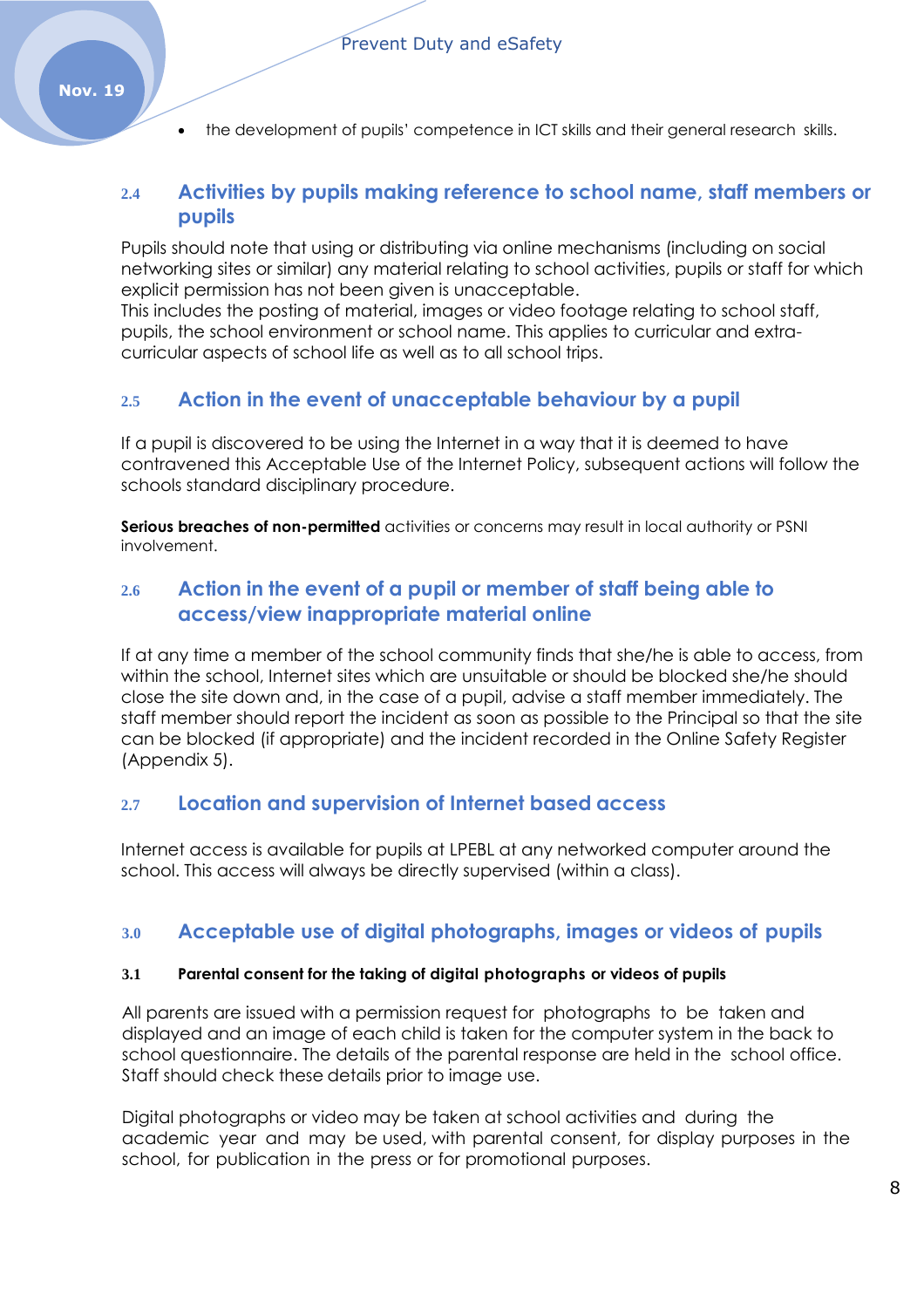- the development of pupils' competence in ICT skills and their general research skills.

## 2.4 Activities by pupils making reference to school name, staff members or pupils

Pupils should note that using or distributing via online mechanisms (including on social networking sites or similar) any material relating to school activities, pupils or staff for which explicit permission has not been given is unacceptable.
This includes the posting of material, images or video footage relating to school staff, pupils, the school environment or school name. This applies to curricular and extra-curricular aspects of school life as well as to all school trips.

## 2.5 Action in the event of unacceptable behaviour by a pupil

If a pupil is discovered to be using the Internet in a way that it is deemed to have contravened this Acceptable Use of the Internet Policy, subsequent actions will follow the schools standard disciplinary procedure.

**Serious breaches of non-permitted** activities or concerns may result in local authority or PSNI involvement.

## 2.6 Action in the event of a pupil or member of staff being able to access/view inappropriate material online

If at any time a member of the school community finds that she/he is able to access, from within the school, Internet sites which are unsuitable or should be blocked she/he should close the site down and, in the case of a pupil, advise a staff member immediately. The staff member should report the incident as soon as possible to the Principal so that the site can be blocked (if appropriate) and the incident recorded in the Online Safety Register (Appendix 5).

## 2.7 Location and supervision of Internet based access

Internet access is available for pupils at LPEBL at any networked computer around the school. This access will always be directly supervised (within a class).

## 3.0 Acceptable use of digital photographs, images or videos of pupils

### 3.1 Parental consent for the taking of digital photographs or videos of pupils

All parents are issued with a permission request for photographs to be taken and displayed and an image of each child is taken for the computer system in the back to school questionnaire. The details of the parental response are held in the school office. Staff should check these details prior to image use.

Digital photographs or video may be taken at school activities and during the academic year and may be used, with parental consent, for display purposes in the school, for publication in the press or for promotional purposes.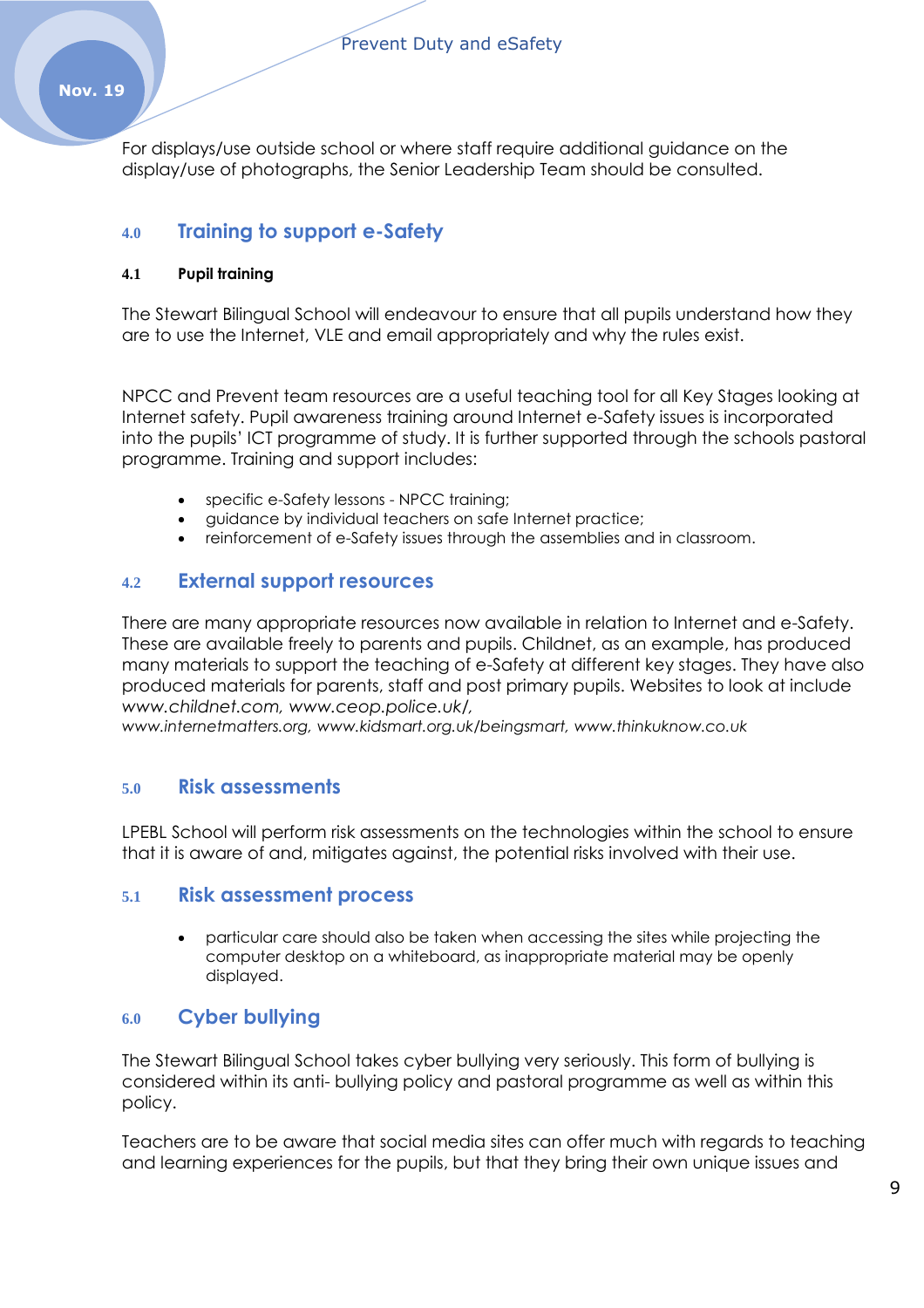For displays/use outside school or where staff require additional guidance on the display/use of photographs, the Senior Leadership Team should be consulted.

## 4.0 Training to support e-Safety

### 4.1 Pupil training

The Stewart Bilingual School will endeavour to ensure that all pupils understand how they are to use the Internet, VLE and email appropriately and why the rules exist.

NPCC and Prevent team resources are a useful teaching tool for all Key Stages looking at Internet safety. Pupil awareness training around Internet e-Safety issues is incorporated into the pupils' ICT programme of study. It is further supported through the schools pastoral programme. Training and support includes:

- specific e-Safety lessons - NPCC training;
- guidance by individual teachers on safe Internet practice;
- reinforcement of e-Safety issues through the assemblies and in classroom.

### 4.2 External support resources

There are many appropriate resources now available in relation to Internet and e-Safety. These are available freely to parents and pupils. Childnet, as an example, has produced many materials to support the teaching of e-Safety at different key stages. They have also produced materials for parents, staff and post primary pupils. Websites to look at include *www.childnet.com, www.ceop.police.uk/, www.internetmatters.org, www.kidsmart.org.uk/beingsmart, www.thinkuknow.co.uk*

## 5.0 Risk assessments

LPEBL School will perform risk assessments on the technologies within the school to ensure that it is aware of and, mitigates against, the potential risks involved with their use.

### 5.1 Risk assessment process

- particular care should also be taken when accessing the sites while projecting the computer desktop on a whiteboard, as inappropriate material may be openly displayed.

## 6.0 Cyber bullying

The Stewart Bilingual School takes cyber bullying very seriously. This form of bullying is considered within its anti- bullying policy and pastoral programme as well as within this policy.

Teachers are to be aware that social media sites can offer much with regards to teaching and learning experiences for the pupils, but that they bring their own unique issues and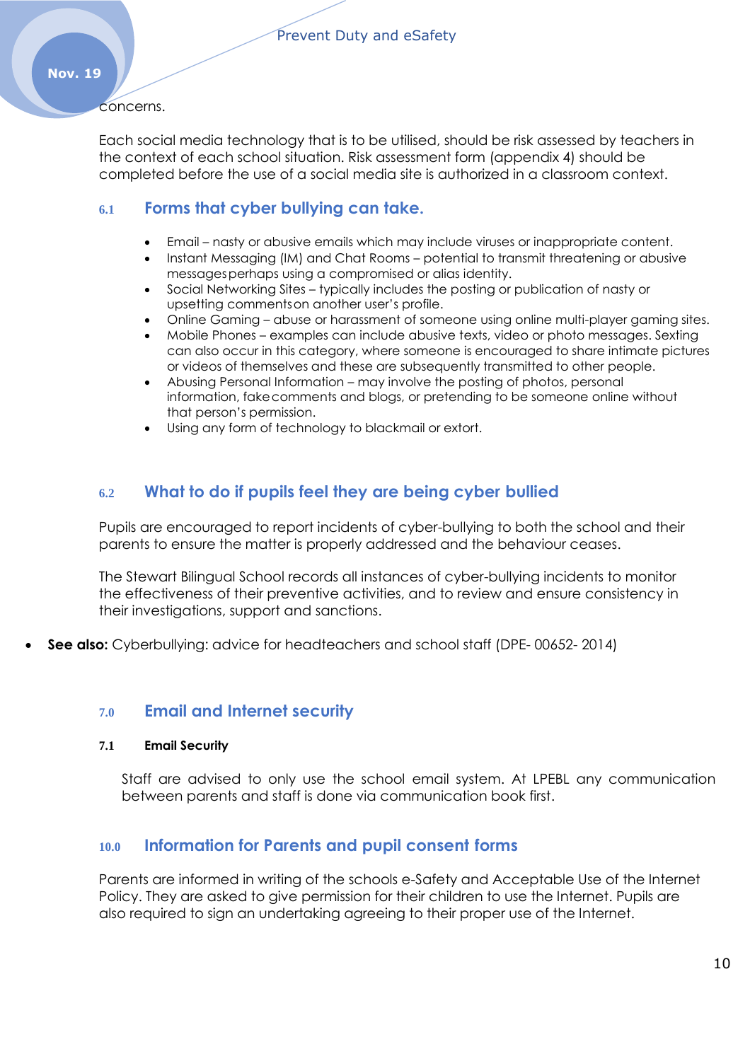concerns.

Each social media technology that is to be utilised, should be risk assessed by teachers in the context of each school situation. Risk assessment form (appendix 4) should be completed before the use of a social media site is authorized in a classroom context.

### 6.1 Forms that cyber bullying can take.

- Email – nasty or abusive emails which may include viruses or inappropriate content.
- Instant Messaging (IM) and Chat Rooms – potential to transmit threatening or abusive messages perhaps using a compromised or alias identity.
- Social Networking Sites – typically includes the posting or publication of nasty or upsetting comments on another user's profile.
- Online Gaming – abuse or harassment of someone using online multi-player gaming sites.
- Mobile Phones – examples can include abusive texts, video or photo messages. Sexting can also occur in this category, where someone is encouraged to share intimate pictures or videos of themselves and these are subsequently transmitted to other people.
- Abusing Personal Information – may involve the posting of photos, personal information, fake comments and blogs, or pretending to be someone online without that person's permission.
- Using any form of technology to blackmail or extort.

### 6.2 What to do if pupils feel they are being cyber bullied

Pupils are encouraged to report incidents of cyber-bullying to both the school and their parents to ensure the matter is properly addressed and the behaviour ceases.

The Stewart Bilingual School records all instances of cyber-bullying incidents to monitor the effectiveness of their preventive activities, and to review and ensure consistency in their investigations, support and sanctions.

- **See also:** Cyberbullying: advice for headteachers and school staff (DPE- 00652- 2014)

## 7.0 Email and Internet security

#### 7.1 Email Security

Staff are advised to only use the school email system. At LPEBL any communication between parents and staff is done via communication book first.

## 10.0 Information for Parents and pupil consent forms

Parents are informed in writing of the schools e-Safety and Acceptable Use of the Internet Policy. They are asked to give permission for their children to use the Internet. Pupils are also required to sign an undertaking agreeing to their proper use of the Internet.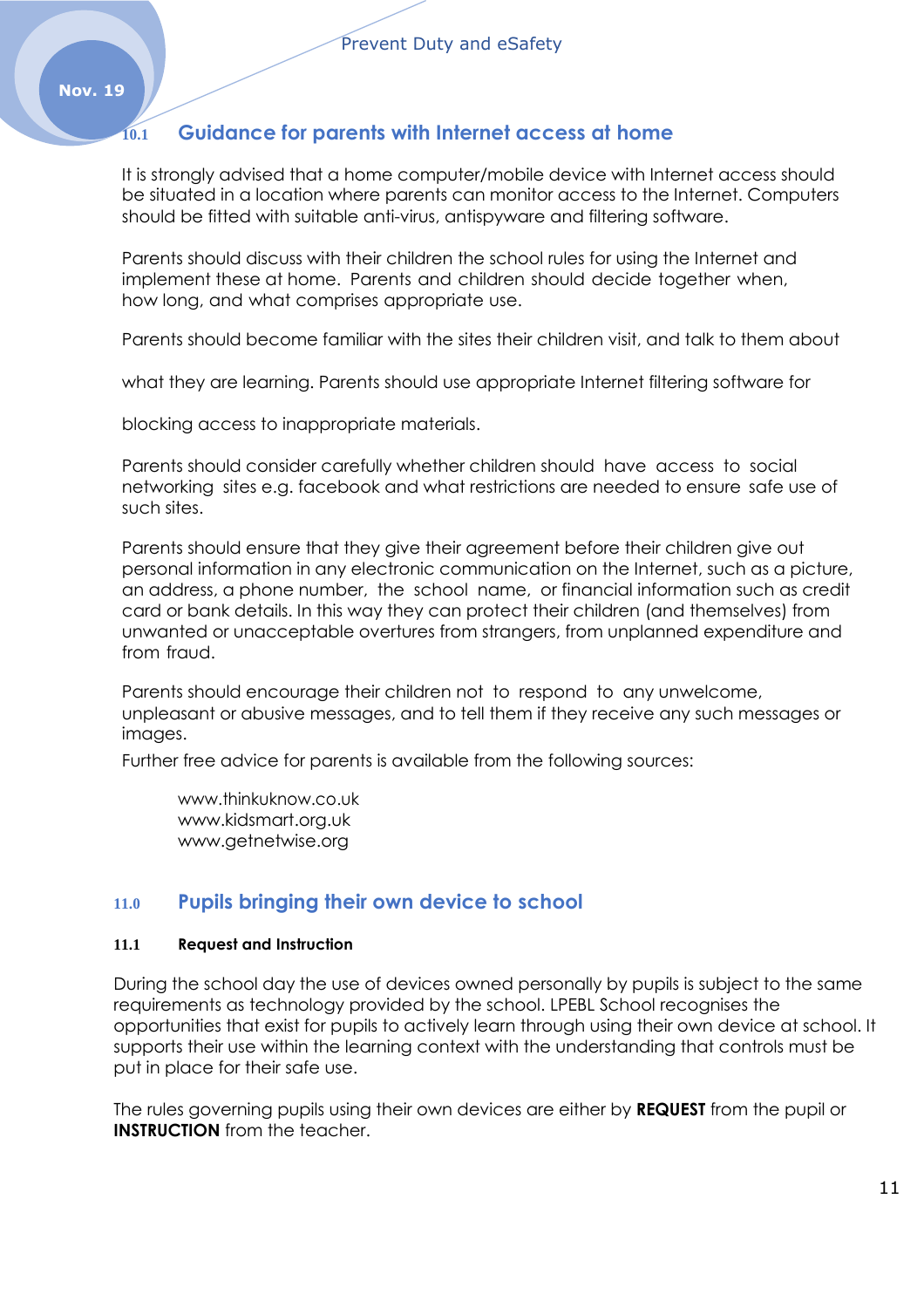## 10.1 Guidance for parents with Internet access at home

It is strongly advised that a home computer/mobile device with Internet access should be situated in a location where parents can monitor access to the Internet. Computers should be fitted with suitable anti-virus, antispyware and filtering software.

Parents should discuss with their children the school rules for using the Internet and implement these at home. Parents and children should decide together when, how long, and what comprises appropriate use.

Parents should become familiar with the sites their children visit, and talk to them about what they are learning. Parents should use appropriate Internet filtering software for blocking access to inappropriate materials.

Parents should consider carefully whether children should have access to social networking sites e.g. facebook and what restrictions are needed to ensure safe use of such sites.

Parents should ensure that they give their agreement before their children give out personal information in any electronic communication on the Internet, such as a picture, an address, a phone number, the school name, or financial information such as credit card or bank details. In this way they can protect their children (and themselves) from unwanted or unacceptable overtures from strangers, from unplanned expenditure and from fraud.

Parents should encourage their children not to respond to any unwelcome, unpleasant or abusive messages, and to tell them if they receive any such messages or images.

Further free advice for parents is available from the following sources:

www.thinkuknow.co.uk
www.kidsmart.org.uk
www.getnetwise.org

## 11.0 Pupils bringing their own device to school

### 11.1 Request and Instruction

During the school day the use of devices owned personally by pupils is subject to the same requirements as technology provided by the school. LPEBL School recognises the opportunities that exist for pupils to actively learn through using their own device at school. It supports their use within the learning context with the understanding that controls must be put in place for their safe use.

The rules governing pupils using their own devices are either by **REQUEST** from the pupil or **INSTRUCTION** from the teacher.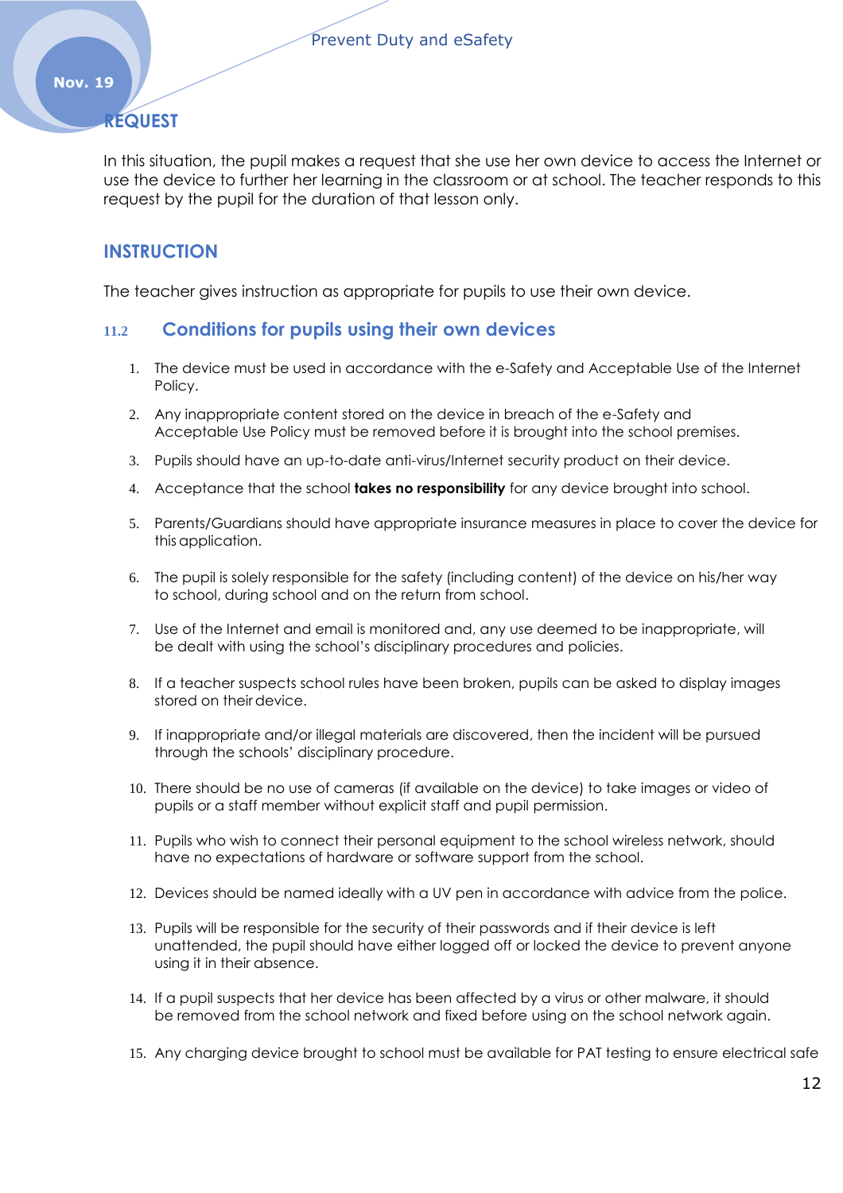## REQUEST

In this situation, the pupil makes a request that she use her own device to access the Internet or use the device to further her learning in the classroom or at school. The teacher responds to this request by the pupil for the duration of that lesson only.

## INSTRUCTION

The teacher gives instruction as appropriate for pupils to use their own device.

### 11.2 Conditions for pupils using their own devices

1. The device must be used in accordance with the e-Safety and Acceptable Use of the Internet Policy.
2. Any inappropriate content stored on the device in breach of the e-Safety and Acceptable Use Policy must be removed before it is brought into the school premises.
3. Pupils should have an up-to-date anti-virus/Internet security product on their device.
4. Acceptance that the school **takes no responsibility** for any device brought into school.
5. Parents/Guardians should have appropriate insurance measures in place to cover the device for this application.
6. The pupil is solely responsible for the safety (including content) of the device on his/her way to school, during school and on the return from school.
7. Use of the Internet and email is monitored and, any use deemed to be inappropriate, will be dealt with using the school's disciplinary procedures and policies.
8. If a teacher suspects school rules have been broken, pupils can be asked to display images stored on their device.
9. If inappropriate and/or illegal materials are discovered, then the incident will be pursued through the schools' disciplinary procedure.
10. There should be no use of cameras (if available on the device) to take images or video of pupils or a staff member without explicit staff and pupil permission.
11. Pupils who wish to connect their personal equipment to the school wireless network, should have no expectations of hardware or software support from the school.
12. Devices should be named ideally with a UV pen in accordance with advice from the police.
13. Pupils will be responsible for the security of their passwords and if their device is left unattended, the pupil should have either logged off or locked the device to prevent anyone using it in their absence.
14. If a pupil suspects that her device has been affected by a virus or other malware, it should be removed from the school network and fixed before using on the school network again.
15. Any charging device brought to school must be available for PAT testing to ensure electrical safe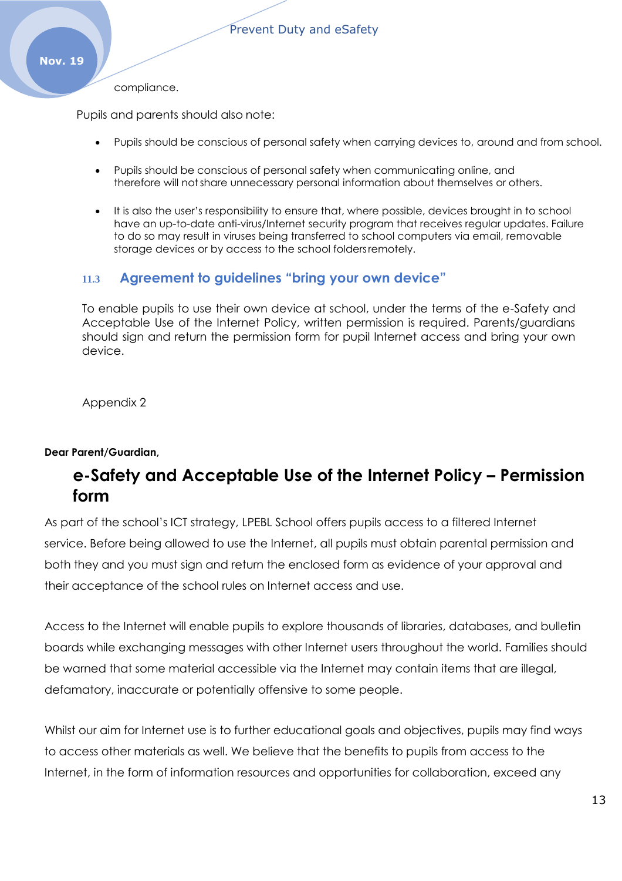compliance.

Pupils and parents should also note:

- Pupils should be conscious of personal safety when carrying devices to, around and from school.
- Pupils should be conscious of personal safety when communicating online, and therefore will not share unnecessary personal information about themselves or others.
- It is also the user's responsibility to ensure that, where possible, devices brought in to school have an up-to-date anti-virus/Internet security program that receives regular updates. Failure to do so may result in viruses being transferred to school computers via email, removable storage devices or by access to the school folders remotely.

### 11.3 Agreement to guidelines "bring your own device"

To enable pupils to use their own device at school, under the terms of the e-Safety and Acceptable Use of the Internet Policy, written permission is required. Parents/guardians should sign and return the permission form for pupil Internet access and bring your own device.

Appendix 2

**Dear Parent/Guardian,**

## e-Safety and Acceptable Use of the Internet Policy – Permission form

As part of the school's ICT strategy, LPEBL School offers pupils access to a filtered Internet service. Before being allowed to use the Internet, all pupils must obtain parental permission and both they and you must sign and return the enclosed form as evidence of your approval and their acceptance of the school rules on Internet access and use.

Access to the Internet will enable pupils to explore thousands of libraries, databases, and bulletin boards while exchanging messages with other Internet users throughout the world. Families should be warned that some material accessible via the Internet may contain items that are illegal, defamatory, inaccurate or potentially offensive to some people.

Whilst our aim for Internet use is to further educational goals and objectives, pupils may find ways to access other materials as well. We believe that the benefits to pupils from access to the Internet, in the form of information resources and opportunities for collaboration, exceed any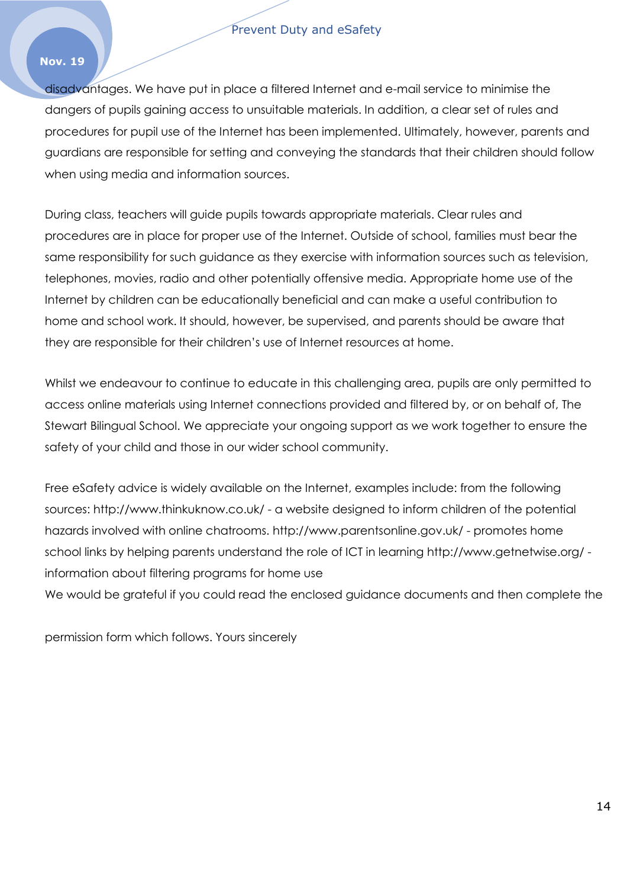disadvantages. We have put in place a filtered Internet and e-mail service to minimise the dangers of pupils gaining access to unsuitable materials. In addition, a clear set of rules and procedures for pupil use of the Internet has been implemented. Ultimately, however, parents and guardians are responsible for setting and conveying the standards that their children should follow when using media and information sources.

During class, teachers will guide pupils towards appropriate materials. Clear rules and procedures are in place for proper use of the Internet. Outside of school, families must bear the same responsibility for such guidance as they exercise with information sources such as television, telephones, movies, radio and other potentially offensive media. Appropriate home use of the Internet by children can be educationally beneficial and can make a useful contribution to home and school work. It should, however, be supervised, and parents should be aware that they are responsible for their children's use of Internet resources at home.

Whilst we endeavour to continue to educate in this challenging area, pupils are only permitted to access online materials using Internet connections provided and filtered by, or on behalf of, The Stewart Bilingual School. We appreciate your ongoing support as we work together to ensure the safety of your child and those in our wider school community.

Free eSafety advice is widely available on the Internet, examples include: from the following sources: http://www.thinkuknow.co.uk/ - a website designed to inform children of the potential hazards involved with online chatrooms. http://www.parentsonline.gov.uk/ - promotes home school links by helping parents understand the role of ICT in learning http://www.getnetwise.org/ - information about filtering programs for home use
We would be grateful if you could read the enclosed guidance documents and then complete the

permission form which follows. Yours sincerely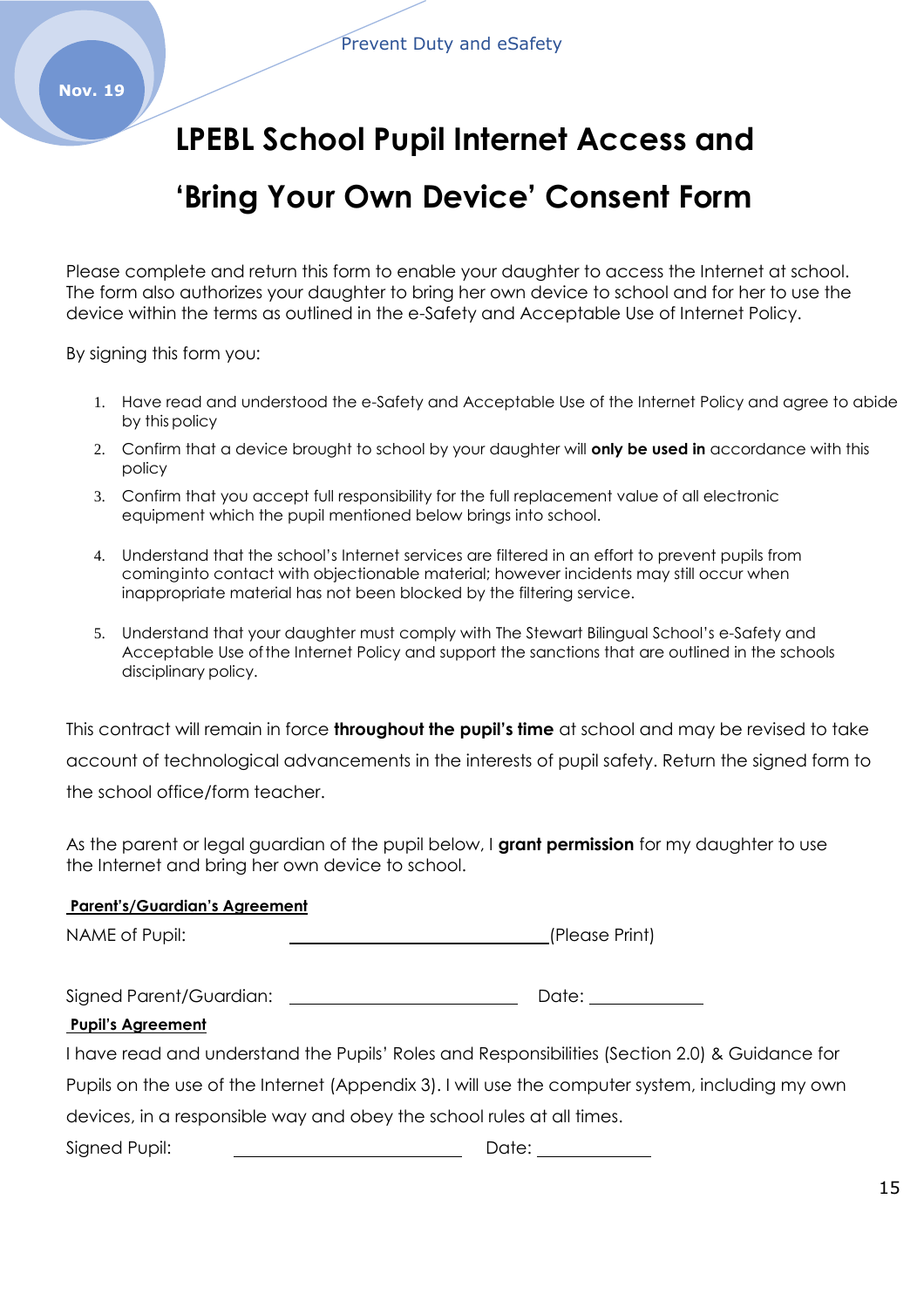# LPEBL School Pupil Internet Access and 'Bring Your Own Device' Consent Form

Please complete and return this form to enable your daughter to access the Internet at school. The form also authorizes your daughter to bring her own device to school and for her to use the device within the terms as outlined in the e-Safety and Acceptable Use of Internet Policy.

By signing this form you:

1. Have read and understood the e-Safety and Acceptable Use of the Internet Policy and agree to abide by this policy
2. Confirm that a device brought to school by your daughter will **only be used in** accordance with this policy
3. Confirm that you accept full responsibility for the full replacement value of all electronic equipment which the pupil mentioned below brings into school.
4. Understand that the school's Internet services are filtered in an effort to prevent pupils from cominginto contact with objectionable material; however incidents may still occur when inappropriate material has not been blocked by the filtering service.
5. Understand that your daughter must comply with The Stewart Bilingual School's e-Safety and Acceptable Use ofthe Internet Policy and support the sanctions that are outlined in the schools disciplinary policy.

This contract will remain in force **throughout the pupil's time** at school and may be revised to take account of technological advancements in the interests of pupil safety. Return the signed form to the school office/form teacher.

As the parent or legal guardian of the pupil below, I **grant permission** for my daughter to use the Internet and bring her own device to school.

**Parent's/Guardian's Agreement**

NAME of Pupil: \_\_\_\_\_\_\_\_\_\_\_\_\_\_\_\_\_\_\_\_\_\_\_\_\_\_\_\_\_\_(Please Print)

Signed Parent/Guardian: \_\_\_\_\_\_\_\_\_\_\_\_\_\_\_\_\_\_\_\_\_\_\_\_\_\_ Date: \_\_\_\_\_\_\_\_\_\_\_\_\_

**Pupil's Agreement**

I have read and understand the Pupils' Roles and Responsibilities (Section 2.0) & Guidance for Pupils on the use of the Internet (Appendix 3). I will use the computer system, including my own devices, in a responsible way and obey the school rules at all times.

Signed Pupil: \_\_\_\_\_\_\_\_\_\_\_\_\_\_\_\_\_\_\_\_\_\_\_\_\_\_ Date: \_\_\_\_\_\_\_\_\_\_\_\_\_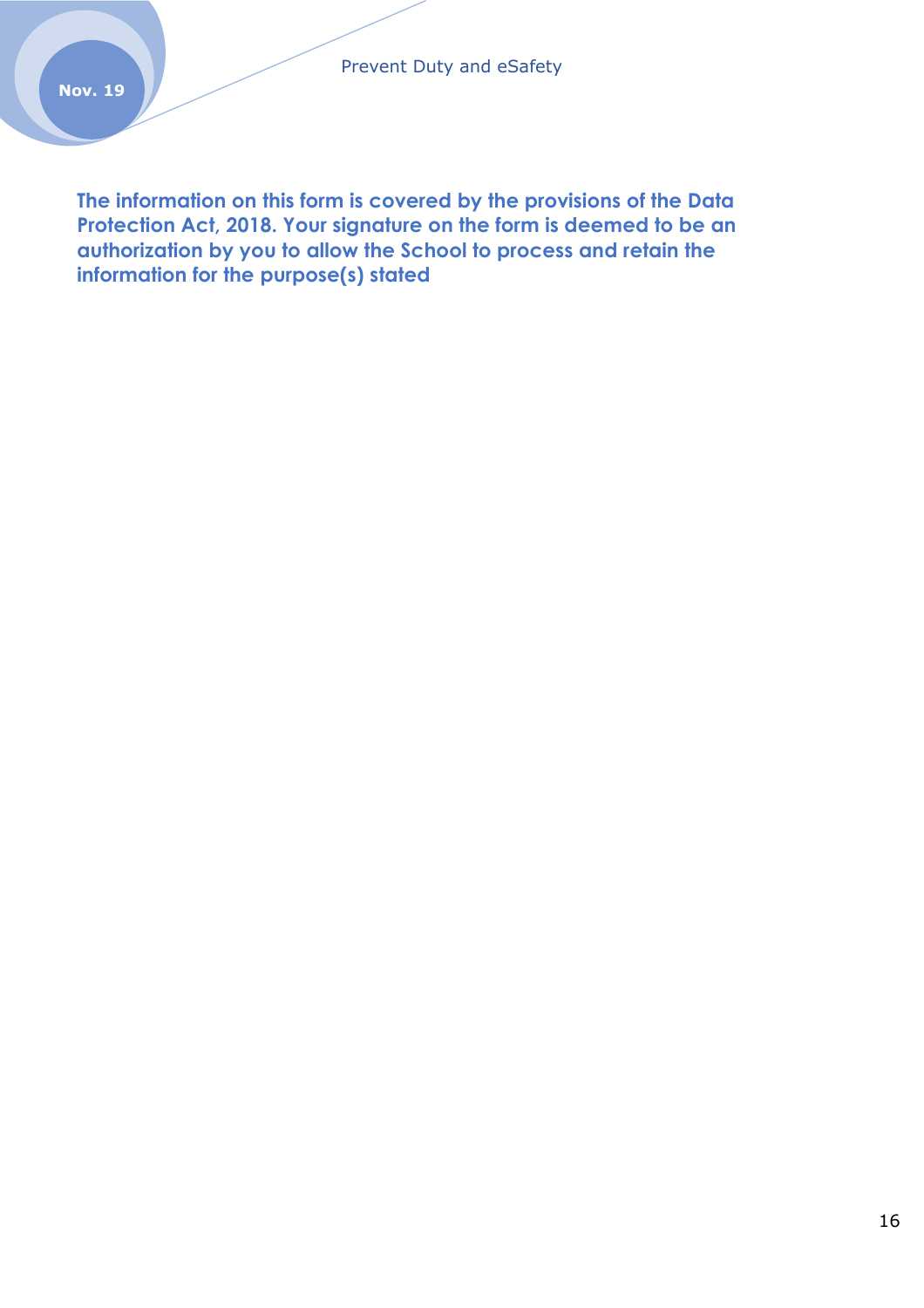**The information on this form is covered by the provisions of the Data Protection Act, 2018. Your signature on the form is deemed to be an authorization by you to allow the School to process and retain the information for the purpose(s) stated**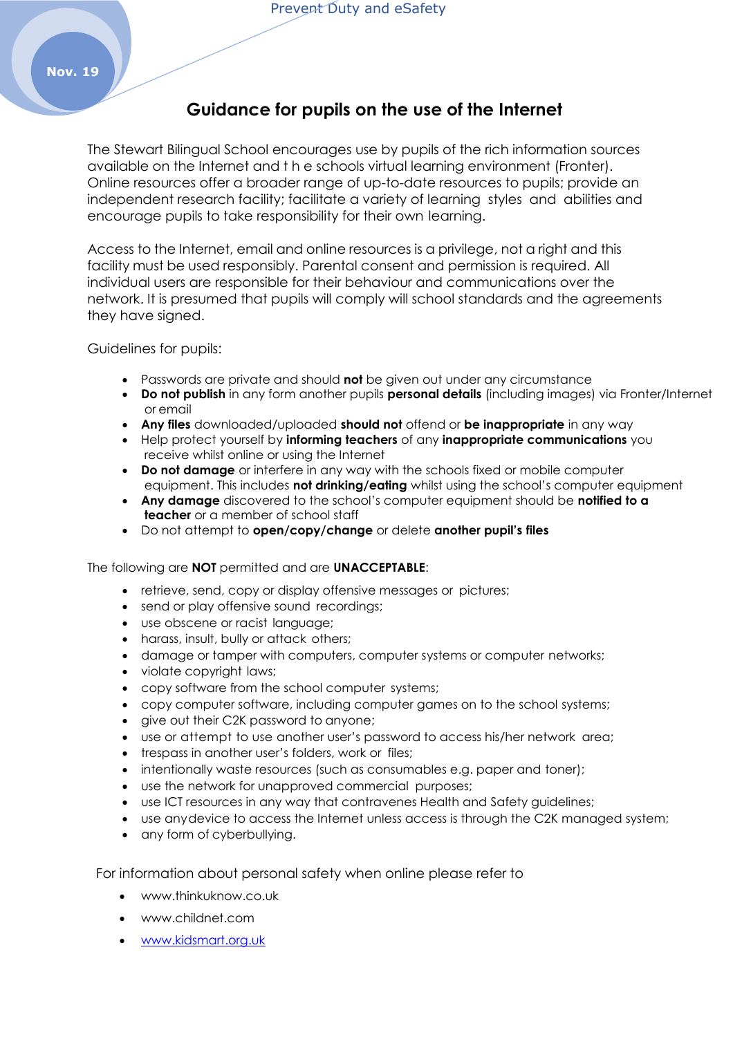# Guidance for pupils on the use of the Internet

The Stewart Bilingual School encourages use by pupils of the rich information sources available on the Internet and t h e schools virtual learning environment (Fronter). Online resources offer a broader range of up-to-date resources to pupils; provide an independent research facility; facilitate a variety of learning styles and abilities and encourage pupils to take responsibility for their own learning.

Access to the Internet, email and online resources is a privilege, not a right and this facility must be used responsibly. Parental consent and permission is required. All individual users are responsible for their behaviour and communications over the network. It is presumed that pupils will comply will school standards and the agreements they have signed.

Guidelines for pupils:

- Passwords are private and should **not** be given out under any circumstance
- **Do not publish** in any form another pupils **personal details** (including images) via Fronter/Internet or email
- **Any files** downloaded/uploaded **should not** offend or **be inappropriate** in any way
- Help protect yourself by **informing teachers** of any **inappropriate communications** you receive whilst online or using the Internet
- **Do not damage** or interfere in any way with the schools fixed or mobile computer equipment. This includes **not drinking/eating** whilst using the school's computer equipment
- **Any damage** discovered to the school's computer equipment should be **notified to a teacher** or a member of school staff
- Do not attempt to **open/copy/change** or delete **another pupil's files**

The following are **NOT** permitted and are **UNACCEPTABLE**:

- retrieve, send, copy or display offensive messages or pictures;
- send or play offensive sound recordings;
- use obscene or racist language;
- harass, insult, bully or attack others;
- damage or tamper with computers, computer systems or computer networks;
- violate copyright laws;
- copy software from the school computer systems;
- copy computer software, including computer games on to the school systems;
- give out their C2K password to anyone;
- use or attempt to use another user's password to access his/her network area;
- trespass in another user's folders, work or files;
- intentionally waste resources (such as consumables e.g. paper and toner);
- use the network for unapproved commercial purposes;
- use ICT resources in any way that contravenes Health and Safety guidelines;
- use anydevice to access the Internet unless access is through the C2K managed system;
- any form of cyberbullying.

For information about personal safety when online please refer to

- www.thinkuknow.co.uk
- www.childnet.com
- www.kidsmart.org.uk